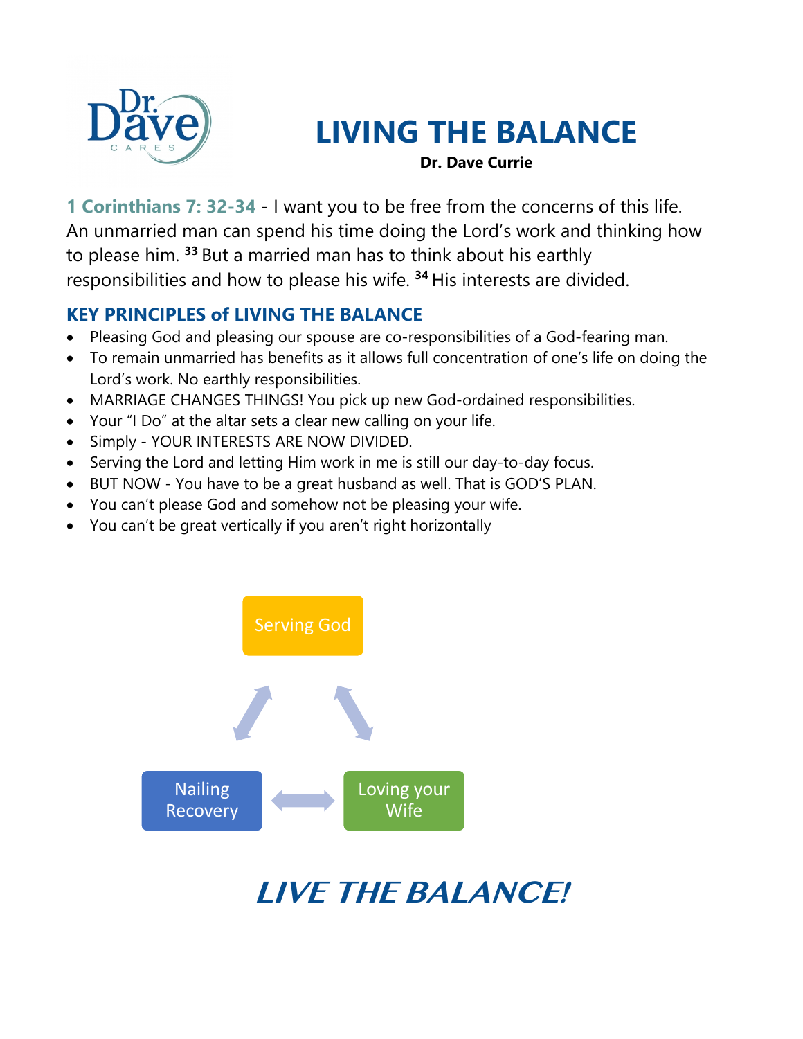Dr. Dave CARES

# LIVING THE BALANCE

**Dr. Dave Currie**

**1 Corinthians 7: 32-34** - I want you to be free from the concerns of this life. An unmarried man can spend his time doing the Lord's work and thinking how to please him. [33] But a married man has to think about his earthly responsibilities and how to please his wife. [34] His interests are divided.

## KEY PRINCIPLES of LIVING THE BALANCE

- Pleasing God and pleasing our spouse are co-responsibilities of a God-fearing man.
- To remain unmarried has benefits as it allows full concentration of one's life on doing the Lord's work. No earthly responsibilities.
- MARRIAGE CHANGES THINGS! You pick up new God-ordained responsibilities.
- Your "I Do" at the altar sets a clear new calling on your life.
- Simply - YOUR INTERESTS ARE NOW DIVIDED.
- Serving the Lord and letting Him work in me is still our day-to-day focus.
- BUT NOW - You have to be a great husband as well. That is GOD'S PLAN.
- You can't please God and somehow not be pleasing your wife.
- You can't be great vertically if you aren't right horizontally

Serving God

Nailing Recovery

Loving your Wife

***LIVE THE BALANCE!***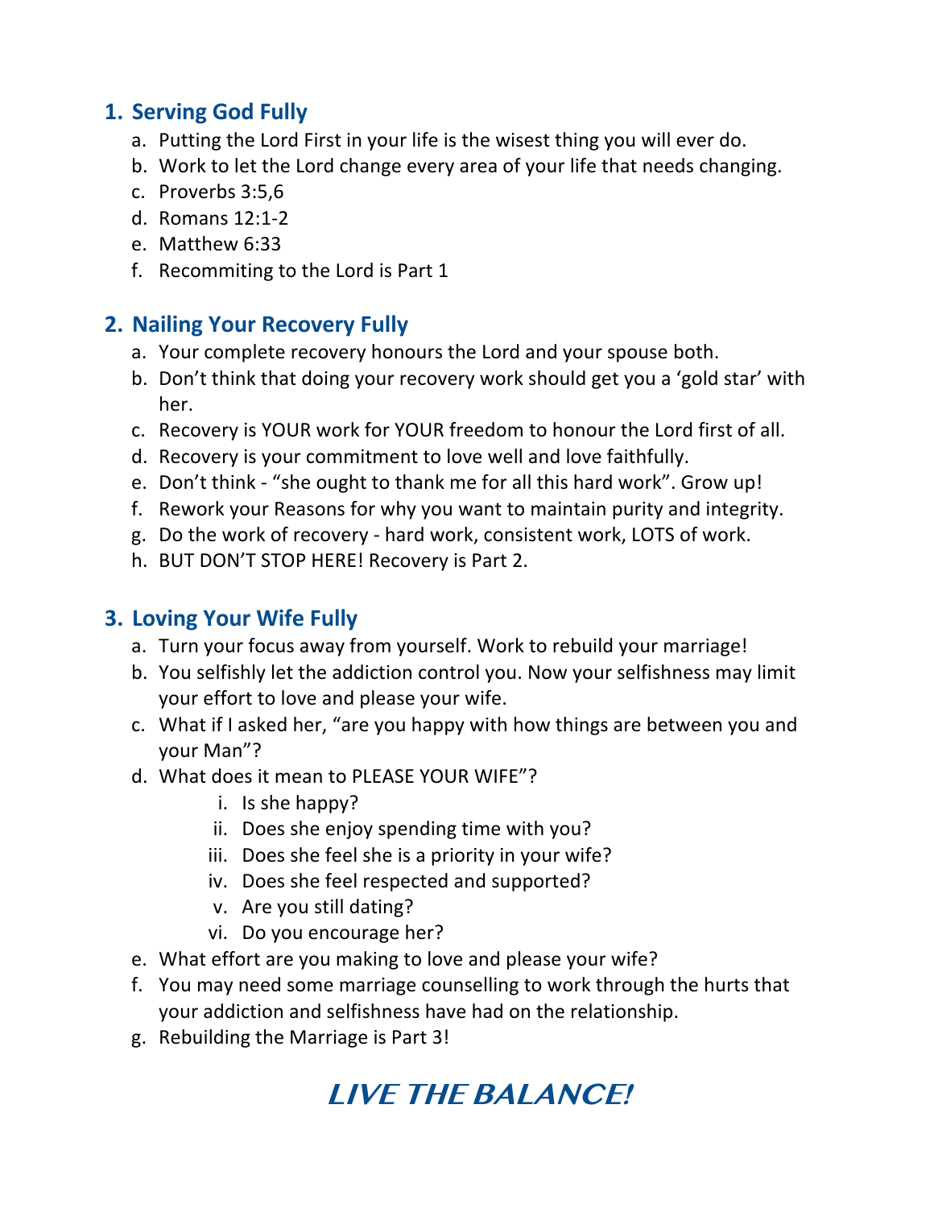## 1. Serving God Fully

a. Putting the Lord First in your life is the wisest thing you will ever do.
b. Work to let the Lord change every area of your life that needs changing.
c. Proverbs 3:5,6
d. Romans 12:1-2
e. Matthew 6:33
f. Recommiting to the Lord is Part 1

## 2. Nailing Your Recovery Fully

a. Your complete recovery honours the Lord and your spouse both.
b. Don't think that doing your recovery work should get you a 'gold star' with her.
c. Recovery is YOUR work for YOUR freedom to honour the Lord first of all.
d. Recovery is your commitment to love well and love faithfully.
e. Don't think - "she ought to thank me for all this hard work". Grow up!
f. Rework your Reasons for why you want to maintain purity and integrity.
g. Do the work of recovery - hard work, consistent work, LOTS of work.
h. BUT DON'T STOP HERE! Recovery is Part 2.

## 3. Loving Your Wife Fully

a. Turn your focus away from yourself. Work to rebuild your marriage!
b. You selfishly let the addiction control you. Now your selfishness may limit your effort to love and please your wife.
c. What if I asked her, "are you happy with how things are between you and your Man"?
d. What does it mean to PLEASE YOUR WIFE"?
    i. Is she happy?
    ii. Does she enjoy spending time with you?
    iii. Does she feel she is a priority in your wife?
    iv. Does she feel respected and supported?
    v. Are you still dating?
    vi. Do you encourage her?
e. What effort are you making to love and please your wife?
f. You may need some marriage counselling to work through the hurts that your addiction and selfishness have had on the relationship.
g. Rebuilding the Marriage is Part 3!

# *LIVE THE BALANCE!*